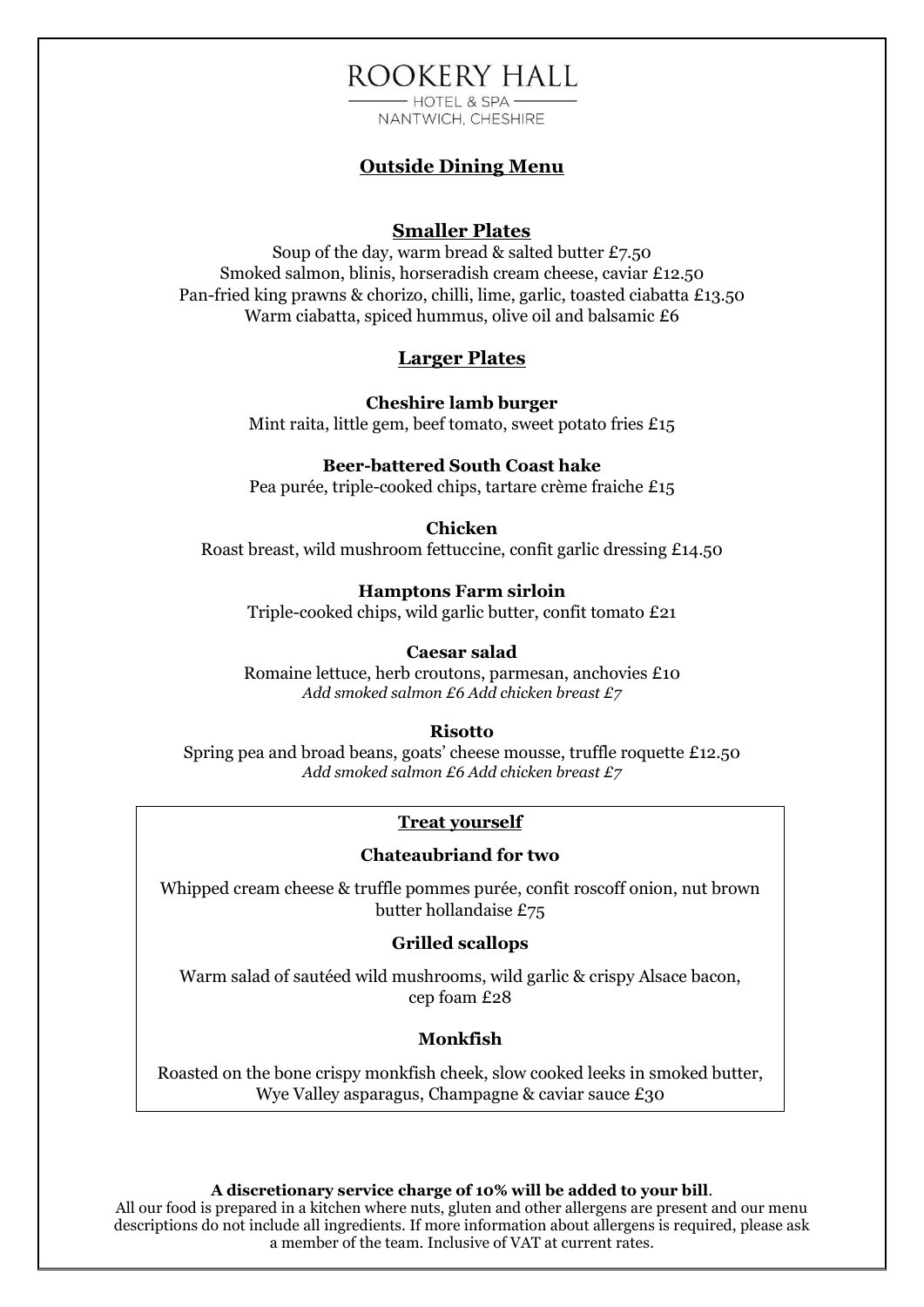# ROOKERY HALL

HOTEL & SPA

NANTWICH, CHESHIRE

## Outside Dining Menu

### Smaller Plates

Soup of the day, warm bread & salted butter £7.50

Smoked salmon, blinis, horseradish cream cheese, caviar £12.50

Pan-fried king prawns & chorizo, chilli, lime, garlic, toasted ciabatta £13.50

Warm ciabatta, spiced hummus, olive oil and balsamic £6

### Larger Plates

**Cheshire lamb burger**

Mint raita, little gem, beef tomato, sweet potato fries £15

**Beer-battered South Coast hake**

Pea purée, triple-cooked chips, tartare crème fraiche £15

**Chicken**

Roast breast, wild mushroom fettuccine, confit garlic dressing £14.50

**Hamptons Farm sirloin**

Triple-cooked chips, wild garlic butter, confit tomato £21

**Caesar salad**

Romaine lettuce, herb croutons, parmesan, anchovies £10

*Add smoked salmon £6 Add chicken breast £7*

**Risotto**

Spring pea and broad beans, goats' cheese mousse, truffle roquette £12.50

*Add smoked salmon £6 Add chicken breast £7*

### Treat yourself

**Chateaubriand for two**

Whipped cream cheese & truffle pommes purée, confit roscoff onion, nut brown butter hollandaise £75

**Grilled scallops**

Warm salad of sautéed wild mushrooms, wild garlic & crispy Alsace bacon, cep foam £28

**Monkfish**

Roasted on the bone crispy monkfish cheek, slow cooked leeks in smoked butter, Wye Valley asparagus, Champagne & caviar sauce £30

**A discretionary service charge of 10% will be added to your bill**.

All our food is prepared in a kitchen where nuts, gluten and other allergens are present and our menu descriptions do not include all ingredients. If more information about allergens is required, please ask a member of the team. Inclusive of VAT at current rates.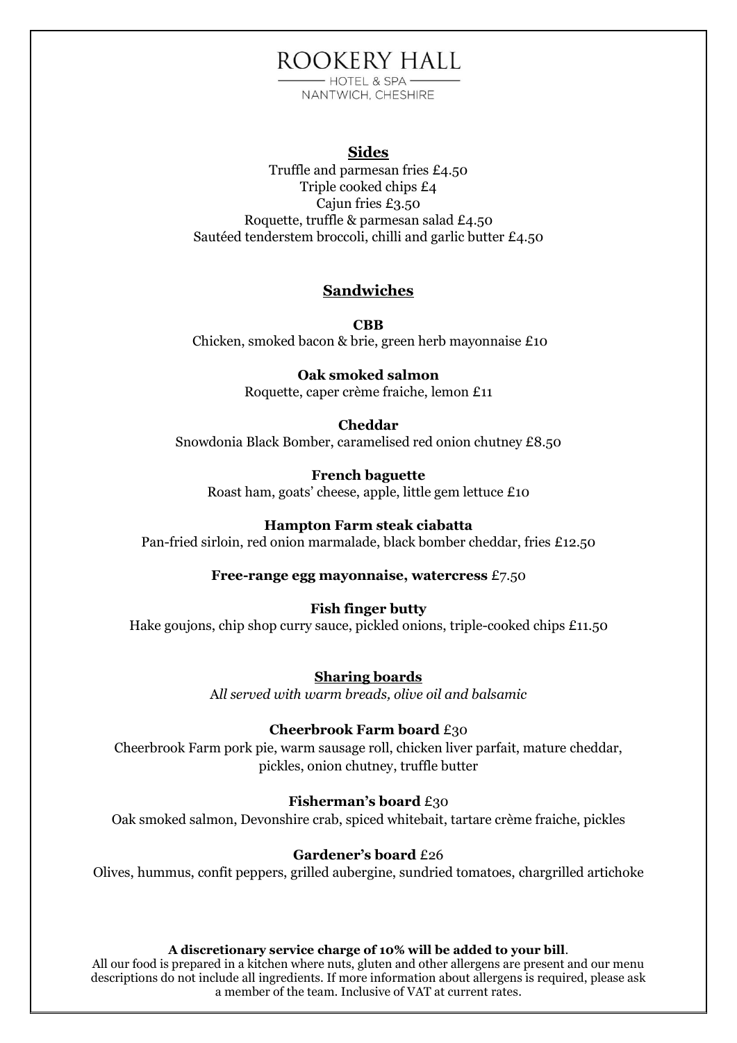# ROOKERY HALL

HOTEL & SPA

NANTWICH, CHESHIRE

## Sides

Truffle and parmesan fries £4.50
Triple cooked chips £4
Cajun fries £3.50
Roquette, truffle & parmesan salad £4.50
Sautéed tenderstem broccoli, chilli and garlic butter £4.50

## Sandwiches

**CBB**
Chicken, smoked bacon & brie, green herb mayonnaise £10

**Oak smoked salmon**
Roquette, caper crème fraiche, lemon £11

**Cheddar**
Snowdonia Black Bomber, caramelised red onion chutney £8.50

**French baguette**
Roast ham, goats' cheese, apple, little gem lettuce £10

**Hampton Farm steak ciabatta**
Pan-fried sirloin, red onion marmalade, black bomber cheddar, fries £12.50

**Free-range egg mayonnaise, watercress** £7.50

**Fish finger butty**
Hake goujons, chip shop curry sauce, pickled onions, triple-cooked chips £11.50

## Sharing boards

*All served with warm breads, olive oil and balsamic*

**Cheerbrook Farm board** £30
Cheerbrook Farm pork pie, warm sausage roll, chicken liver parfait, mature cheddar, pickles, onion chutney, truffle butter

**Fisherman's board** £30
Oak smoked salmon, Devonshire crab, spiced whitebait, tartare crème fraiche, pickles

**Gardener's board** £26
Olives, hummus, confit peppers, grilled aubergine, sundried tomatoes, chargrilled artichoke

**A discretionary service charge of 10% will be added to your bill**.
All our food is prepared in a kitchen where nuts, gluten and other allergens are present and our menu descriptions do not include all ingredients. If more information about allergens is required, please ask a member of the team. Inclusive of VAT at current rates.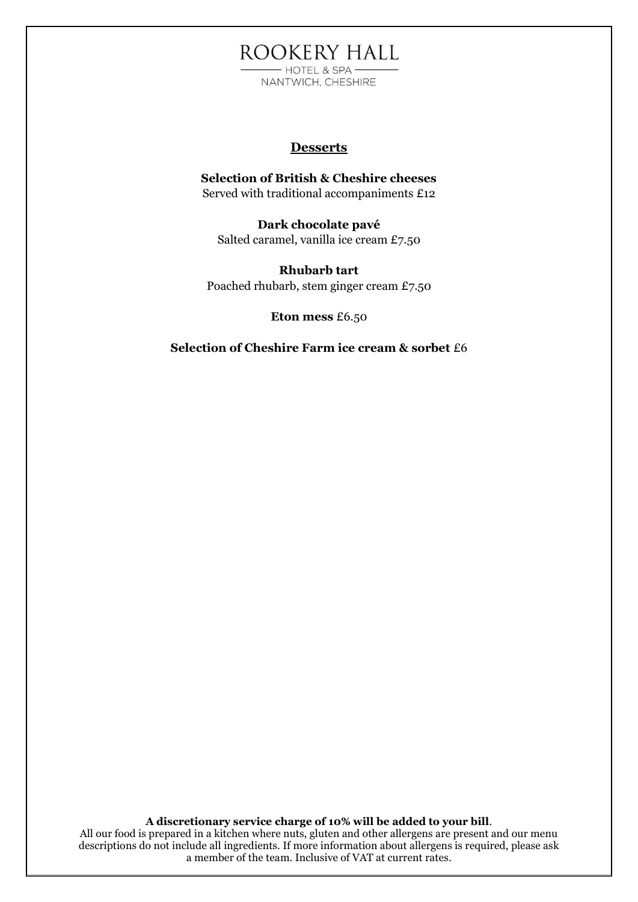# ROOKERY HALL

HOTEL & SPA

NANTWICH, CHESHIRE

## Desserts

**Selection of British & Cheshire cheeses**
Served with traditional accompaniments £12

**Dark chocolate pavé**
Salted caramel, vanilla ice cream £7.50

**Rhubarb tart**
Poached rhubarb, stem ginger cream £7.50

**Eton mess** £6.50

**Selection of Cheshire Farm ice cream & sorbet** £6

**A discretionary service charge of 10% will be added to your bill**.
All our food is prepared in a kitchen where nuts, gluten and other allergens are present and our menu descriptions do not include all ingredients. If more information about allergens is required, please ask a member of the team. Inclusive of VAT at current rates.